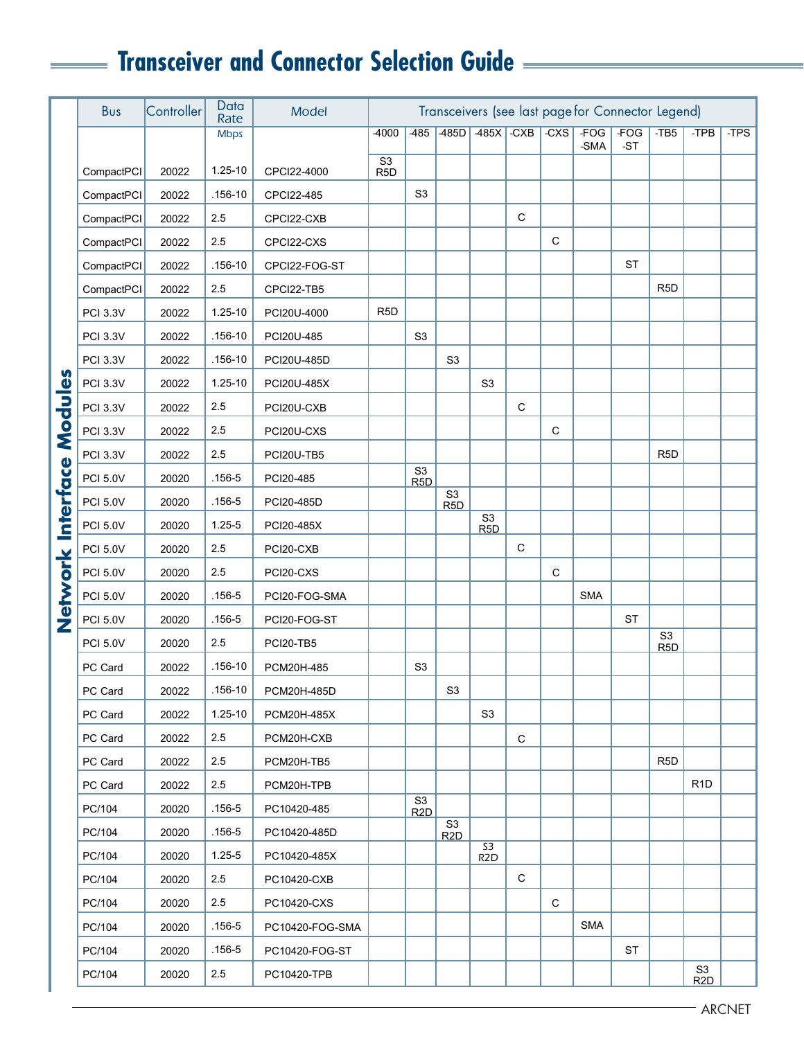# Transceiver and Connector Selection Guide

**Network Interface Modules**

| Bus | Controller | Data Rate | Model | Transceivers (see last page for Connector Legend) | | | | | | | | | | |
|---|---|---|---|---|---|---|---|---|---|---|---|---|---|---|
| | | Mbps | | -4000 | -485 | -485D | -485X | -CXB | -CXS | -FOG -SMA | -FOG -ST | -TB5 | -TPB | -TPS |
| CompactPCI | 20022 | 1.25-10 | CPCI22-4000 | S3 R5D | | | | | | | | | | |
| CompactPCI | 20022 | .156-10 | CPCI22-485 | | S3 | | | | | | | | | |
| CompactPCI | 20022 | 2.5 | CPCI22-CXB | | | | | C | | | | | | |
| CompactPCI | 20022 | 2.5 | CPCI22-CXS | | | | | | C | | | | | |
| CompactPCI | 20022 | .156-10 | CPCI22-FOG-ST | | | | | | | | ST | | | |
| CompactPCI | 20022 | 2.5 | CPCI22-TB5 | | | | | | | | | R5D | | |
| PCI 3.3V | 20022 | 1.25-10 | PCI20U-4000 | R5D | | | | | | | | | | |
| PCI 3.3V | 20022 | .156-10 | PCI20U-485 | | S3 | | | | | | | | | |
| PCI 3.3V | 20022 | .156-10 | PCI20U-485D | | | S3 | | | | | | | | |
| PCI 3.3V | 20022 | 1.25-10 | PCI20U-485X | | | | S3 | | | | | | | |
| PCI 3.3V | 20022 | 2.5 | PCI20U-CXB | | | | | C | | | | | | |
| PCI 3.3V | 20022 | 2.5 | PCI20U-CXS | | | | | | C | | | | | |
| PCI 3.3V | 20022 | 2.5 | PCI20U-TB5 | | | | | | | | | R5D | | |
| PCI 5.0V | 20020 | .156-5 | PCI20-485 | | S3 R5D | | | | | | | | | |
| PCI 5.0V | 20020 | .156-5 | PCI20-485D | | | S3 R5D | | | | | | | | |
| PCI 5.0V | 20020 | 1.25-5 | PCI20-485X | | | | S3 R5D | | | | | | | |
| PCI 5.0V | 20020 | 2.5 | PCI20-CXB | | | | | C | | | | | | |
| PCI 5.0V | 20020 | 2.5 | PCI20-CXS | | | | | | C | | | | | |
| PCI 5.0V | 20020 | .156-5 | PCI20-FOG-SMA | | | | | | | SMA | | | | |
| PCI 5.0V | 20020 | .156-5 | PCI20-FOG-ST | | | | | | | | ST | | | |
| PCI 5.0V | 20020 | 2.5 | PCI20-TB5 | | | | | | | | | S3 R5D | | |
| PC Card | 20022 | .156-10 | PCM20H-485 | | S3 | | | | | | | | | |
| PC Card | 20022 | .156-10 | PCM20H-485D | | | S3 | | | | | | | | |
| PC Card | 20022 | 1.25-10 | PCM20H-485X | | | | S3 | | | | | | | |
| PC Card | 20022 | 2.5 | PCM20H-CXB | | | | | C | | | | | | |
| PC Card | 20022 | 2.5 | PCM20H-TB5 | | | | | | | | | R5D | | |
| PC Card | 20022 | 2.5 | PCM20H-TPB | | | | | | | | | | R1D | |
| PC/104 | 20020 | .156-5 | PC10420-485 | | S3 R2D | | | | | | | | | |
| PC/104 | 20020 | .156-5 | PC10420-485D | | | S3 R2D | | | | | | | | |
| PC/104 | 20020 | 1.25-5 | PC10420-485X | | | | S3 R2D | | | | | | | |
| PC/104 | 20020 | 2.5 | PC10420-CXB | | | | | C | | | | | | |
| PC/104 | 20020 | 2.5 | PC10420-CXS | | | | | | C | | | | | |
| PC/104 | 20020 | .156-5 | PC10420-FOG-SMA | | | | | | | SMA | | | | |
| PC/104 | 20020 | .156-5 | PC10420-FOG-ST | | | | | | | | ST | | | |
| PC/104 | 20020 | 2.5 | PC10420-TPB | | | | | | | | | | S3 R2D | |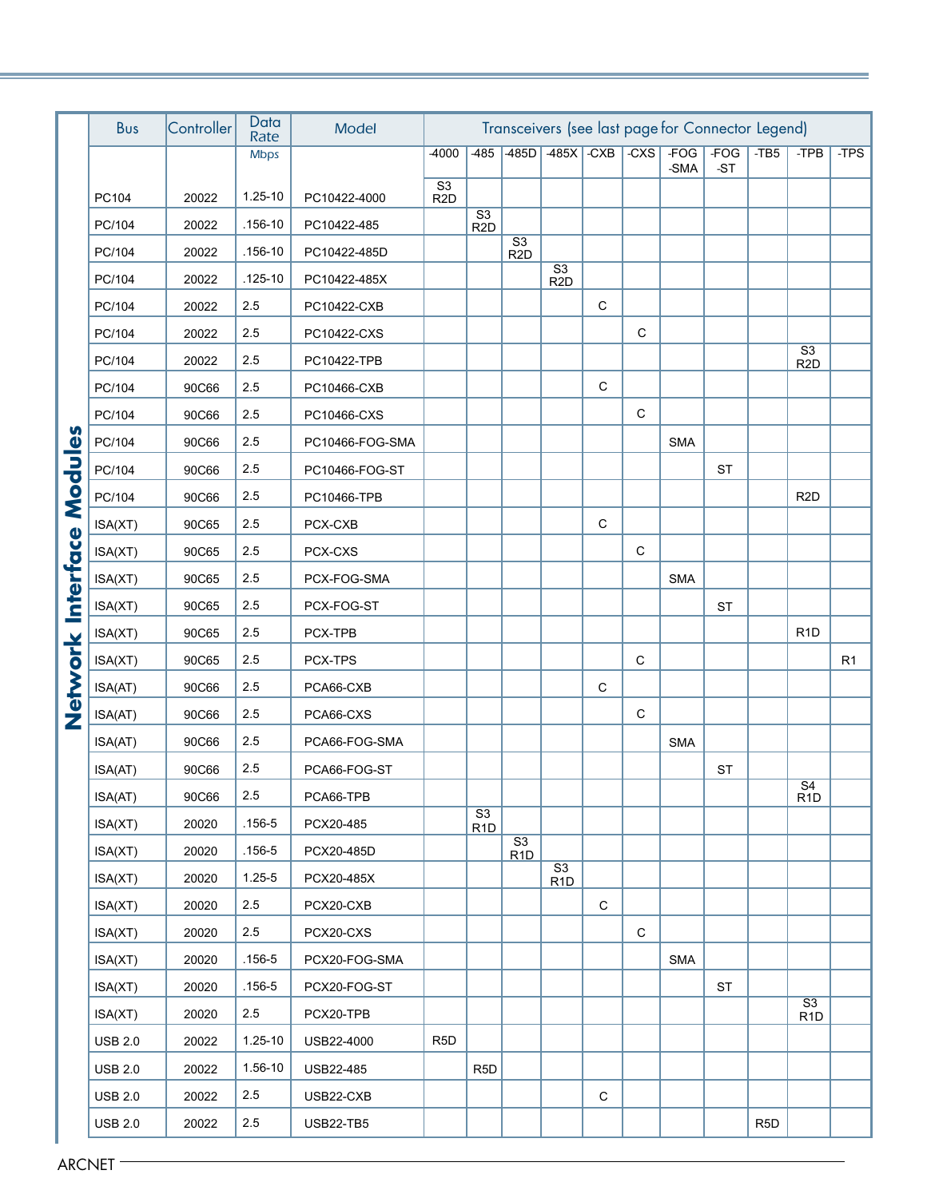## Network Interface Modules

| Bus | Controller | Data Rate | Model | Transceivers (see last page for Connector Legend) | | | | | | | | | | |
|---|---|---|---|---|---|---|---|---|---|---|---|---|---|---|
| | | Mbps | | -4000 | -485 | -485D | -485X | -CXB | -CXS | -FOG -SMA | -FOG -ST | -TB5 | -TPB | -TPS |
| PC104 | 20022 | 1.25-10 | PC10422-4000 | S3 R2D | | | | | | | | | | |
| PC/104 | 20022 | .156-10 | PC10422-485 | | S3 R2D | | | | | | | | | |
| PC/104 | 20022 | .156-10 | PC10422-485D | | | S3 R2D | | | | | | | | |
| PC/104 | 20022 | .125-10 | PC10422-485X | | | | S3 R2D | | | | | | | |
| PC/104 | 20022 | 2.5 | PC10422-CXB | | | | | C | | | | | | |
| PC/104 | 20022 | 2.5 | PC10422-CXS | | | | | | C | | | | | |
| PC/104 | 20022 | 2.5 | PC10422-TPB | | | | | | | | | | S3 R2D | |
| PC/104 | 90C66 | 2.5 | PC10466-CXB | | | | | C | | | | | | |
| PC/104 | 90C66 | 2.5 | PC10466-CXS | | | | | | C | | | | | |
| PC/104 | 90C66 | 2.5 | PC10466-FOG-SMA | | | | | | | SMA | | | | |
| PC/104 | 90C66 | 2.5 | PC10466-FOG-ST | | | | | | | | ST | | | |
| PC/104 | 90C66 | 2.5 | PC10466-TPB | | | | | | | | | | R2D | |
| ISA(XT) | 90C65 | 2.5 | PCX-CXB | | | | | C | | | | | | |
| ISA(XT) | 90C65 | 2.5 | PCX-CXS | | | | | | C | | | | | |
| ISA(XT) | 90C65 | 2.5 | PCX-FOG-SMA | | | | | | | SMA | | | | |
| ISA(XT) | 90C65 | 2.5 | PCX-FOG-ST | | | | | | | | ST | | | |
| ISA(XT) | 90C65 | 2.5 | PCX-TPB | | | | | | | | | | R1D | |
| ISA(XT) | 90C65 | 2.5 | PCX-TPS | | | | | | C | | | | | R1 |
| ISA(AT) | 90C66 | 2.5 | PCA66-CXB | | | | | C | | | | | | |
| ISA(AT) | 90C66 | 2.5 | PCA66-CXS | | | | | | C | | | | | |
| ISA(AT) | 90C66 | 2.5 | PCA66-FOG-SMA | | | | | | | SMA | | | | |
| ISA(AT) | 90C66 | 2.5 | PCA66-FOG-ST | | | | | | | | ST | | | |
| ISA(AT) | 90C66 | 2.5 | PCA66-TPB | | | | | | | | | | S4 R1D | |
| ISA(XT) | 20020 | .156-5 | PCX20-485 | | S3 R1D | | | | | | | | | |
| ISA(XT) | 20020 | .156-5 | PCX20-485D | | | S3 R1D | | | | | | | | |
| ISA(XT) | 20020 | 1.25-5 | PCX20-485X | | | | S3 R1D | | | | | | | |
| ISA(XT) | 20020 | 2.5 | PCX20-CXB | | | | | C | | | | | | |
| ISA(XT) | 20020 | 2.5 | PCX20-CXS | | | | | | C | | | | | |
| ISA(XT) | 20020 | .156-5 | PCX20-FOG-SMA | | | | | | | SMA | | | | |
| ISA(XT) | 20020 | .156-5 | PCX20-FOG-ST | | | | | | | | ST | | | |
| ISA(XT) | 20020 | 2.5 | PCX20-TPB | | | | | | | | | | S3 R1D | |
| USB 2.0 | 20022 | 1.25-10 | USB22-4000 | R5D | | | | | | | | | | |
| USB 2.0 | 20022 | 1.56-10 | USB22-485 | | R5D | | | | | | | | | |
| USB 2.0 | 20022 | 2.5 | USB22-CXB | | | | | C | | | | | | |
| USB 2.0 | 20022 | 2.5 | USB22-TB5 | | | | | | | | | R5D | | |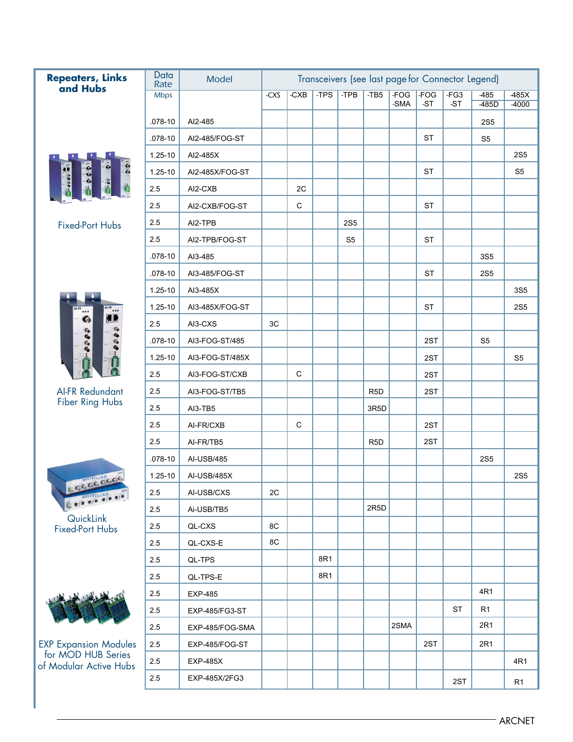## Repeaters, Links and Hubs

Fixed-Port Hubs

AI-FR Redundant Fiber Ring Hubs

QuickLink Fixed-Port Hubs

EXP Expansion Modules for MOD HUB Series of Modular Active Hubs

| Data Rate Mbps | Model | Transceivers (see last page for Connector Legend) | | | | | | | | | |
|---|---|---|---|---|---|---|---|---|---|---|---|
| | | -CXS | -CXB | -TPS | -TPB | -TB5 | -FOG -SMA | -FOG -ST | -FG3 -ST | -485 -485D | -485X -4000 |
| .078-10 | AI2-485 | | | | | | | | | 2S5 | |
| .078-10 | AI2-485/FOG-ST | | | | | | | ST | | S5 | |
| 1.25-10 | AI2-485X | | | | | | | | | | 2S5 |
| 1.25-10 | AI2-485X/FOG-ST | | | | | | | ST | | | S5 |
| 2.5 | AI2-CXB | | 2C | | | | | | | | |
| 2.5 | AI2-CXB/FOG-ST | | C | | | | | ST | | | |
| 2.5 | AI2-TPB | | | | 2S5 | | | | | | |
| 2.5 | AI2-TPB/FOG-ST | | | | S5 | | | ST | | | |
| .078-10 | AI3-485 | | | | | | | | | 3S5 | |
| .078-10 | AI3-485/FOG-ST | | | | | | | ST | | 2S5 | |
| 1.25-10 | AI3-485X | | | | | | | | | | 3S5 |
| 1.25-10 | AI3-485X/FOG-ST | | | | | | | ST | | | 2S5 |
| 2.5 | AI3-CXS | 3C | | | | | | | | | |
| .078-10 | AI3-FOG-ST/485 | | | | | | | 2ST | | S5 | |
| 1.25-10 | AI3-FOG-ST/485X | | | | | | | 2ST | | | S5 |
| 2.5 | AI3-FOG-ST/CXB | | C | | | | | 2ST | | | |
| 2.5 | AI3-FOG-ST/TB5 | | | | | R5D | | 2ST | | | |
| 2.5 | AI3-TB5 | | | | | 3R5D | | | | | |
| 2.5 | AI-FR/CXB | | C | | | | | 2ST | | | |
| 2.5 | AI-FR/TB5 | | | | | R5D | | 2ST | | | |
| .078-10 | AI-USB/485 | | | | | | | | | 2S5 | |
| 1.25-10 | AI-USB/485X | | | | | | | | | | 2S5 |
| 2.5 | AI-USB/CXS | 2C | | | | | | | | | |
| 2.5 | Ai-USB/TB5 | | | | | 2R5D | | | | | |
| 2.5 | QL-CXS | 8C | | | | | | | | | |
| 2.5 | QL-CXS-E | 8C | | | | | | | | | |
| 2.5 | QL-TPS | | | 8R1 | | | | | | | |
| 2.5 | QL-TPS-E | | | 8R1 | | | | | | | |
| 2.5 | EXP-485 | | | | | | | | | 4R1 | |
| 2.5 | EXP-485/FG3-ST | | | | | | | | ST | R1 | |
| 2.5 | EXP-485/FOG-SMA | | | | | | 2SMA | | | 2R1 | |
| 2.5 | EXP-485/FOG-ST | | | | | | | 2ST | | 2R1 | |
| 2.5 | EXP-485X | | | | | | | | | | 4R1 |
| 2.5 | EXP-485X/2FG3 | | | | | | | | 2ST | | R1 |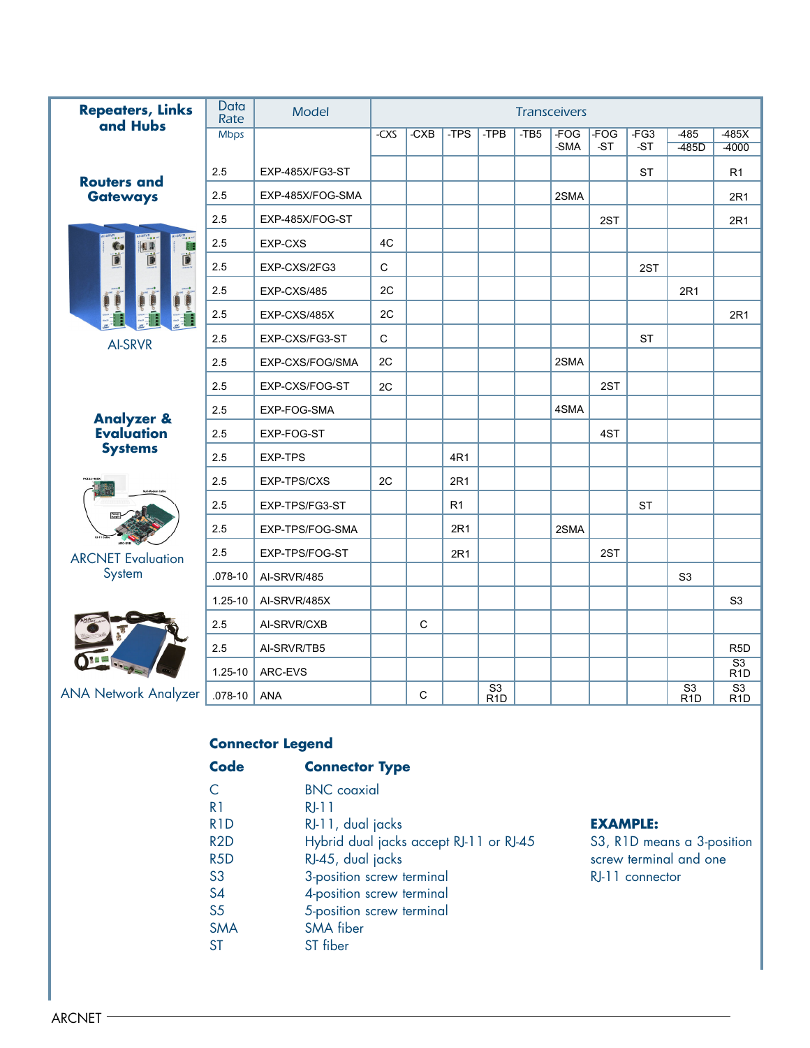## Repeaters, Links and Hubs

## Routers and Gateways

AI-SRVR

## Analyzer & Evaluation Systems

ARCNET Evaluation System

ANA Network Analyzer

| Data Rate | Model | Transceivers | | | | | | | | | |
|---|---|---|---|---|---|---|---|---|---|---|---|
| Mbps | | -CXS | -CXB | -TPS | -TPB | -TB5 | -FOG -SMA | -FOG -ST | -FG3 -ST | -485 -485D | -485X -4000 |
| 2.5 | EXP-485X/FG3-ST | | | | | | | | ST | | R1 |
| 2.5 | EXP-485X/FOG-SMA | | | | | | 2SMA | | | | 2R1 |
| 2.5 | EXP-485X/FOG-ST | | | | | | | 2ST | | | 2R1 |
| 2.5 | EXP-CXS | 4C | | | | | | | | | |
| 2.5 | EXP-CXS/2FG3 | C | | | | | | | 2ST | | |
| 2.5 | EXP-CXS/485 | 2C | | | | | | | | 2R1 | |
| 2.5 | EXP-CXS/485X | 2C | | | | | | | | | 2R1 |
| 2.5 | EXP-CXS/FG3-ST | C | | | | | | | ST | | |
| 2.5 | EXP-CXS/FOG/SMA | 2C | | | | | 2SMA | | | | |
| 2.5 | EXP-CXS/FOG-ST | 2C | | | | | | 2ST | | | |
| 2.5 | EXP-FOG-SMA | | | | | | 4SMA | | | | |
| 2.5 | EXP-FOG-ST | | | | | | | 4ST | | | |
| 2.5 | EXP-TPS | | | 4R1 | | | | | | | |
| 2.5 | EXP-TPS/CXS | 2C | | 2R1 | | | | | | | |
| 2.5 | EXP-TPS/FG3-ST | | | R1 | | | | | ST | | |
| 2.5 | EXP-TPS/FOG-SMA | | | 2R1 | | | 2SMA | | | | |
| 2.5 | EXP-TPS/FOG-ST | | | 2R1 | | | | 2ST | | | |
| .078-10 | AI-SRVR/485 | | | | | | | | | S3 | |
| 1.25-10 | AI-SRVR/485X | | | | | | | | | | S3 |
| 2.5 | AI-SRVR/CXB | | C | | | | | | | | |
| 2.5 | AI-SRVR/TB5 | | | | | | | | | | R5D |
| 1.25-10 | ARC-EVS | | | | | | | | | | S3 R1D |
| .078-10 | ANA | | C | | S3 R1D | | | | | S3 R1D | S3 R1D |

## Connector Legend

| Code | Connector Type |
|---|---|
| C | BNC coaxial |
| R1 | RJ-11 |
| R1D | RJ-11, dual jacks |
| R2D | Hybrid dual jacks accept RJ-11 or RJ-45 |
| R5D | RJ-45, dual jacks |
| S3 | 3-position screw terminal |
| S4 | 4-position screw terminal |
| S5 | 5-position screw terminal |
| SMA | SMA fiber |
| ST | ST fiber |

**EXAMPLE:**
S3, R1D means a 3-position screw terminal and one RJ-11 connector